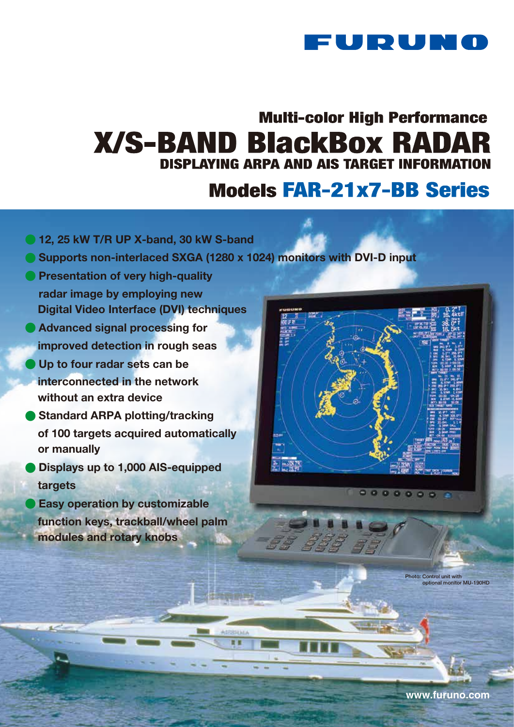FURUNO

# Multi-color High Performance

# X/S-BAND BlackBox RADAR

## DISPLAYING ARPA AND AIS TARGET INFORMATION

## Models FAR-21x7-BB Series

- 12, 25 kW T/R UP X-band, 30 kW S-band
- Supports non-interlaced SXGA (1280 x 1024) monitors with DVI-D input
- Presentation of very high-quality radar image by employing new Digital Video Interface (DVI) techniques
- Advanced signal processing for improved detection in rough seas
- Up to four radar sets can be interconnected in the network without an extra device
- Standard ARPA plotting/tracking of 100 targets acquired automatically or manually
- Displays up to 1,000 AIS-equipped targets
- Easy operation by customizable function keys, trackball/wheel palm modules and rotary knobs

Photo: Control unit with optional monitor MU-190HD

www.furuno.com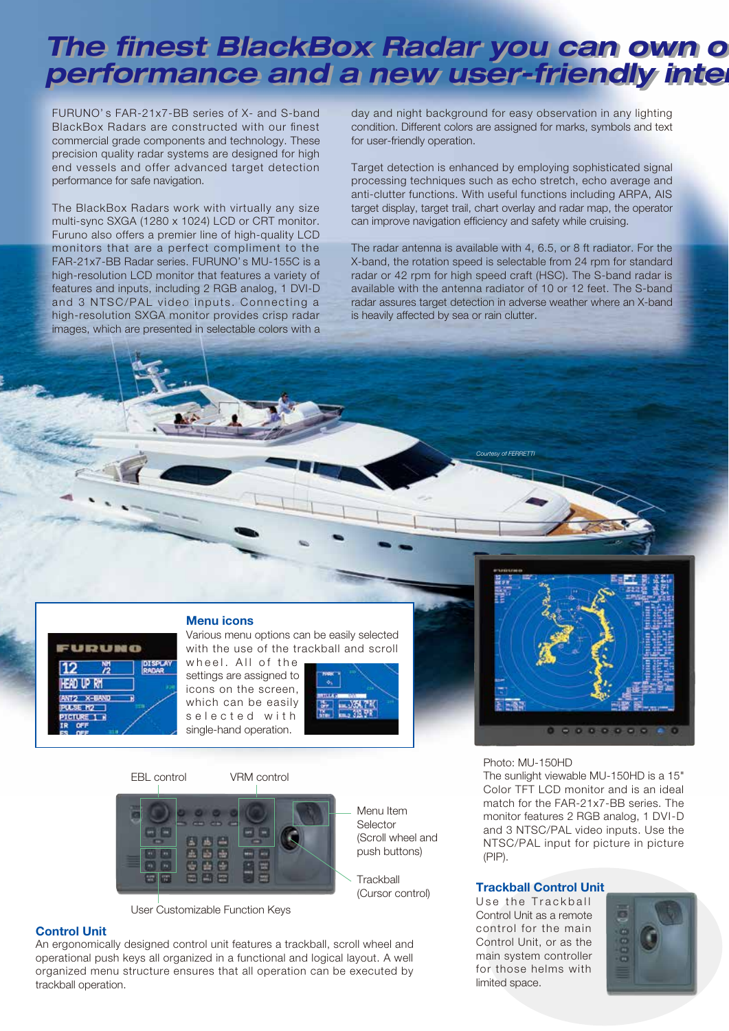# The finest BlackBox Radar you can own o performance and a new user-friendly inte

FURUNO's FAR-21x7-BB series of X- and S-band BlackBox Radars are constructed with our finest commercial grade components and technology. These precision quality radar systems are designed for high end vessels and offer advanced target detection performance for safe navigation.

The BlackBox Radars work with virtually any size multi-sync SXGA (1280 x 1024) LCD or CRT monitor. Furuno also offers a premier line of high-quality LCD monitors that are a perfect compliment to the FAR-21x7-BB Radar series. FURUNO's MU-155C is a high-resolution LCD monitor that features a variety of features and inputs, including 2 RGB analog, 1 DVI-D and 3 NTSC/PAL video inputs. Connecting a high-resolution SXGA monitor provides crisp radar images, which are presented in selectable colors with a day and night background for easy observation in any lighting condition. Different colors are assigned for marks, symbols and text for user-friendly operation.

Target detection is enhanced by employing sophisticated signal processing techniques such as echo stretch, echo average and anti-clutter functions. With useful functions including ARPA, AIS target display, target trail, chart overlay and radar map, the operator can improve navigation efficiency and safety while cruising.

The radar antenna is available with 4, 6.5, or 8 ft radiator. For the X-band, the rotation speed is selectable from 24 rpm for standard radar or 42 rpm for high speed craft (HSC). The S-band radar is available with the antenna radiator of 10 or 12 feet. The S-band radar assures target detection in adverse weather where an X-band is heavily affected by sea or rain clutter.

*Courtesy of FERRETTI*

## Menu icons

Various menu options can be easily selected with the use of the trackball and scroll wheel. All of the settings are assigned to icons on the screen, which can be easily selected with single-hand operation.

Photo: MU-150HD
The sunlight viewable MU-150HD is a 15" Color TFT LCD monitor and is an ideal match for the FAR-21x7-BB series. The monitor features 2 RGB analog, 1 DVI-D and 3 NTSC/PAL video inputs. Use the NTSC/PAL input for picture in picture (PIP).

EBL control

VRM control

Menu Item Selector (Scroll wheel and push buttons)

Trackball (Cursor control)

User Customizable Function Keys

## Control Unit

An ergonomically designed control unit features a trackball, scroll wheel and operational push keys all organized in a functional and logical layout. A well organized menu structure ensures that all operation can be executed by trackball operation.

## Trackball Control Unit

Use the Trackball Control Unit as a remote control for the main Control Unit, or as the main system controller for those helms with limited space.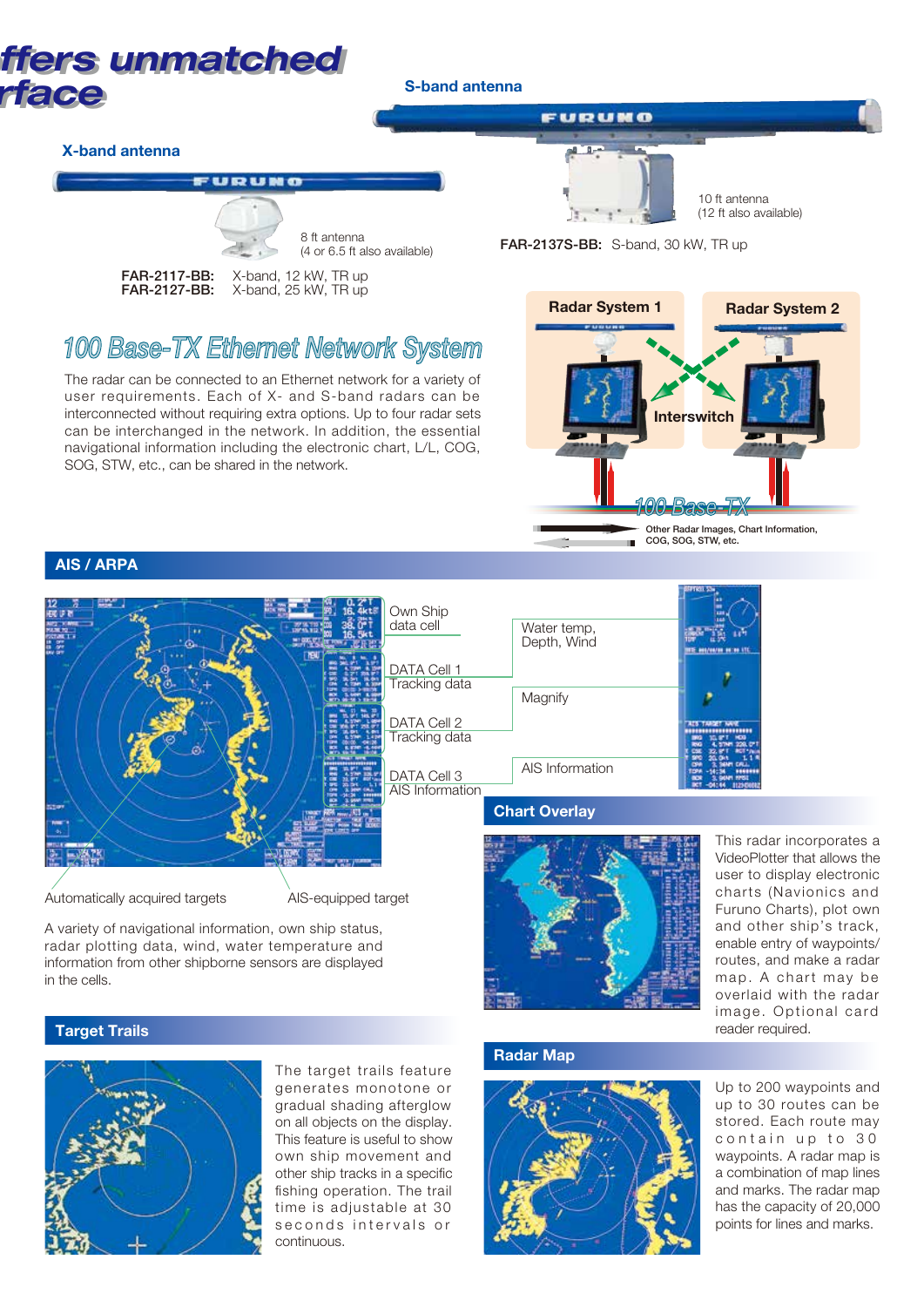# ffers unmatched rface

**X-band antenna**

8 ft antenna
(4 or 6.5 ft also available)

**FAR-2117-BB:** X-band, 12 kW, TR up
**FAR-2127-BB:** X-band, 25 kW, TR up

**S-band antenna**

10 ft antenna
(12 ft also available)

**FAR-2137S-BB:** S-band, 30 kW, TR up

## 100 Base-TX Ethernet Network System

The radar can be connected to an Ethernet network for a variety of user requirements. Each of X- and S-band radars can be interconnected without requiring extra options. Up to four radar sets can be interchanged in the network. In addition, the essential navigational information including the electronic chart, L/L, COG, SOG, STW, etc., can be shared in the network.

Radar System 1
Radar System 2
Interswitch
100 Base-TX
Other Radar Images, Chart Information, COG, SOG, STW, etc.

## AIS / ARPA

Own Ship data cell
DATA Cell 1 Tracking data
DATA Cell 2 Tracking data
DATA Cell 3 AIS Information
Water temp, Depth, Wind
Magnify
AIS Information
Automatically acquired targets
AIS-equipped target

A variety of navigational information, own ship status, radar plotting data, wind, water temperature and information from other shipborne sensors are displayed in the cells.

## Chart Overlay

This radar incorporates a VideoPlotter that allows the user to display electronic charts (Navionics and Furuno Charts), plot own and other ship's track, enable entry of waypoints/routes, and make a radar map. A chart may be overlaid with the radar image. Optional card reader required.

## Target Trails

The target trails feature generates monotone or gradual shading afterglow on all objects on the display. This feature is useful to show own ship movement and other ship tracks in a specific fishing operation. The trail time is adjustable at 30 seconds intervals or continuous.

## Radar Map

Up to 200 waypoints and up to 30 routes can be stored. Each route may contain up to 30 waypoints. A radar map is a combination of map lines and marks. The radar map has the capacity of 20,000 points for lines and marks.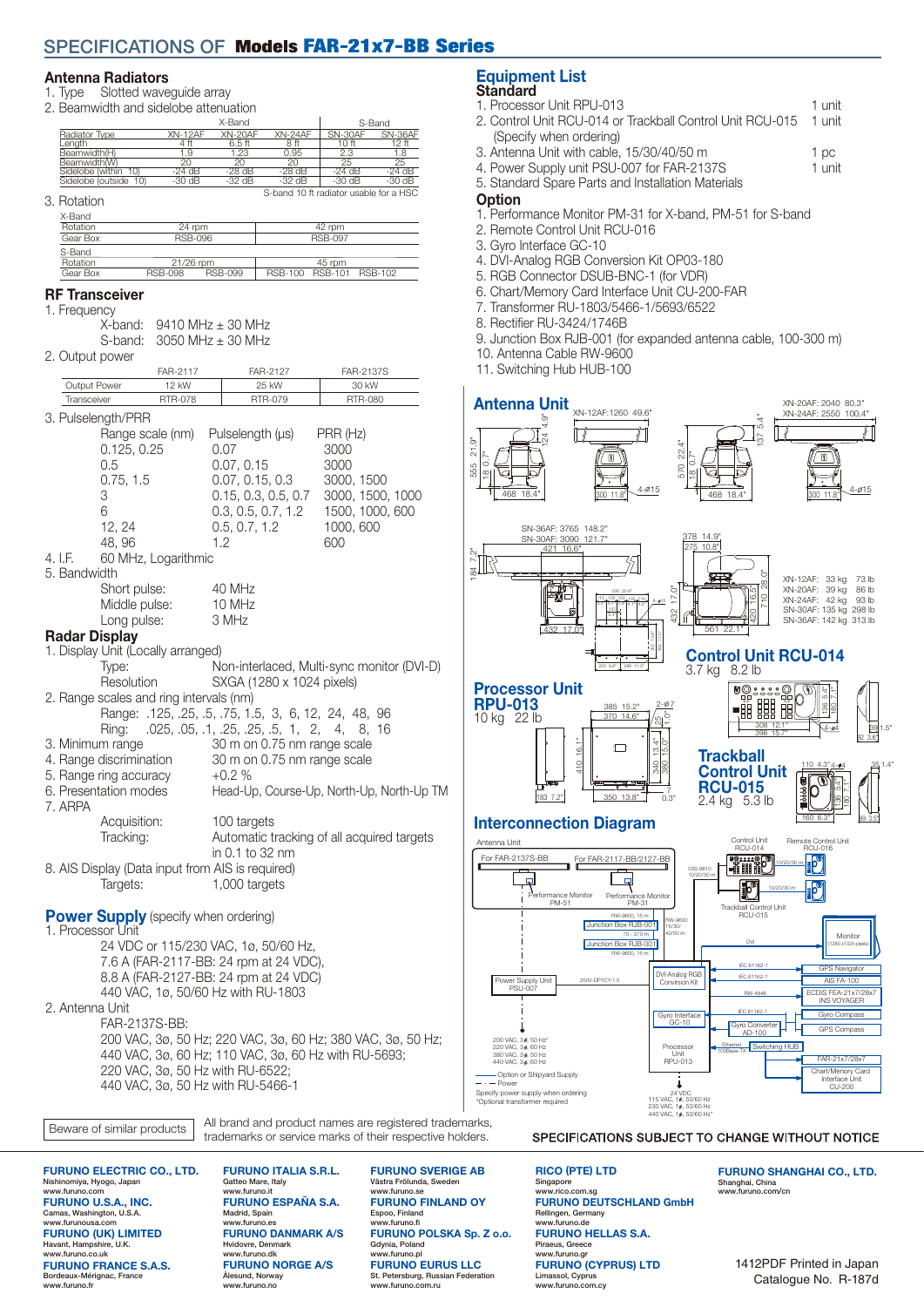# SPECIFICATIONS OF Models FAR-21x7-BB Series

## Antenna Radiators

1. Type Slotted waveguide array
2. Beamwidth and sidelobe attenuation

| | X-Band | | | S-Band | |
|---|---|---|---|---|---|
| Radiator Type | XN-12AF | XN-20AF | XN-24AF | SN-30AF | SN-36AF |
| Length | 4 ft | 6.5 ft | 8 ft | 10 ft | 12 ft |
| Beamwidth(H) | 1.9 | 1.23 | 0.95 | 2.3 | 1.8 |
| Beamwidth(W) | 20 | 20 | 20 | 25 | 25 |
| Sidelobe (within 10) | -24 dB | -28 dB | -28 dB | -24 dB | -24 dB |
| Sidelobe (outside 10) | -30 dB | -32 dB | -32 dB | -30 dB | -30 dB |

S-band 10 ft radiator usable for a HSC

3. Rotation

| X-Band | | | | |
|---|---|---|---|---|
| Rotation | 24 rpm | | 42 rpm | |
| Gear Box | RSB-096 | | RSB-097 | |

| S-Band | | | | | |
|---|---|---|---|---|---|
| Rotation | 21/26 rpm | | 45 rpm | | |
| Gear Box | RSB-098 | RSB-099 | RSB-100 | RSB-101 | RSB-102 |

## RF Transceiver

1. Frequency
   - X-band: 9410 MHz ± 30 MHz
   - S-band: 3050 MHz ± 30 MHz
2. Output power

| | FAR-2117 | FAR-2127 | FAR-2137S |
|---|---|---|---|
| Output Power | 12 kW | 25 kW | 30 kW |
| Transceiver | RTR-078 | RTR-079 | RTR-080 |

3. Pulselength/PRR

| Range scale (nm) | Pulselength (µs) | PRR (Hz) |
|---|---|---|
| 0.125, 0.25 | 0.07 | 3000 |
| 0.5 | 0.07, 0.15 | 3000 |
| 0.75, 1.5 | 0.07, 0.15, 0.3 | 3000, 1500 |
| 3 | 0.15, 0.3, 0.5, 0.7 | 3000, 1500, 1000 |
| 6 | 0.3, 0.5, 0.7, 1.2 | 1500, 1000, 600 |
| 12, 24 | 0.5, 0.7, 1.2 | 1000, 600 |
| 48, 96 | 1.2 | 600 |

4. I.F. 60 MHz, Logarithmic
5. Bandwidth
   - Short pulse: 40 MHz
   - Middle pulse: 10 MHz
   - Long pulse: 3 MHz

## Radar Display

1. Display Unit (Locally arranged)
   - Type: Non-interlaced, Multi-sync monitor (DVI-D)
   - Resolution SXGA (1280 x 1024 pixels)
2. Range scales and ring intervals (nm)
   - Range: .125, .25, .5, .75, 1.5, 3, 6, 12, 24, 48, 96
   - Ring: .025, .05, .1, .25, .25, .5, 1, 2, 4, 8, 16
3. Minimum range 30 m on 0.75 nm range scale
4. Range discrimination 30 m on 0.75 nm range scale
5. Range ring accuracy +0.2 %
6. Presentation modes Head-Up, Course-Up, North-Up, North-Up TM
7. ARPA
   - Acquisition: 100 targets
   - Tracking: Automatic tracking of all acquired targets in 0.1 to 32 nm
8. AIS Display (Data input from AIS is required)
   - Targets: 1,000 targets

## Power Supply (specify when ordering)

1. Processor Unit
   24 VDC or 115/230 VAC, 1ø, 50/60 Hz,
   7.6 A (FAR-2117-BB: 24 rpm at 24 VDC),
   8.8 A (FAR-2127-BB: 24 rpm at 24 VDC)
   440 VAC, 1ø, 50/60 Hz with RU-1803
2. Antenna Unit
   FAR-2137S-BB:
   200 VAC, 3ø, 50 Hz; 220 VAC, 3ø, 60 Hz; 380 VAC, 3ø, 50 Hz;
   440 VAC, 3ø, 60 Hz; 110 VAC, 3ø, 60 Hz with RU-5693;
   220 VAC, 3ø, 50 Hz with RU-6522;
   440 VAC, 3ø, 50 Hz with RU-5466-1

## Equipment List

### Standard

1. Processor Unit RPU-013 — 1 unit
2. Control Unit RCU-014 or Trackball Control Unit RCU-015 (Specify when ordering) — 1 unit
3. Antenna Unit with cable, 15/30/40/50 m — 1 pc
4. Power Supply unit PSU-007 for FAR-2137S — 1 unit
5. Standard Spare Parts and Installation Materials

### Option

1. Performance Monitor PM-31 for X-band, PM-51 for S-band
2. Remote Control Unit RCU-016
3. Gyro Interface GC-10
4. DVI-Analog RGB Conversion Kit OP03-180
5. RGB Connector DSUB-BNC-1 (for VDR)
6. Chart/Memory Card Interface Unit CU-200-FAR
7. Transformer RU-1803/5466-1/5693/6522
8. Rectifier RU-3424/1746B
9. Junction Box RJB-001 (for expanded antenna cable, 100-300 m)
10. Antenna Cable RW-9600
11. Switching Hub HUB-100

## Antenna Unit

XN-12AF:1260 49.6"
XN-20AF: 2040 80.3"
XN-24AF: 2550 100.4"
SN-36AF: 3765 148.2"
SN-30AF: 3090 121.7"

XN-12AF: 33 kg 73 lb
XN-20AF: 39 kg 86 lb
XN-24AF: 42 kg 93 lb
SN-30AF: 135 kg 298 lb
SN-36AF: 142 kg 313 lb

## Control Unit RCU-014

3.7 kg 8.2 lb

## Processor Unit RPU-013

10 kg 22 lb

## Trackball Control Unit RCU-015

2.4 kg 5.3 lb

## Interconnection Diagram

Antenna Unit
For FAR-2137S-BB
For FAR-2117-BB/2127-BB
Performance Monitor PM-51
Performance Monitor PM-31
Control Unit RCU-014
Remote Control Unit RCU-016
Trackball Control Unit RCU-015
Junction Box RJB-001
Monitor (1280 x1024 pixels)
Power Supply Unit PSU-007
DVI-Analog RGB Conversion Kit
GPS Navigator
AIS FA-100
ECDIS FEA-21x7/28x7 INS VOYAGER
Gyro Interface GC-10
Gyro Compass
Gyro Converter AD-100
GPS Compass
Processor Unit RPU-013
Switching HUB
FAR-21x7/28x7
Chart/Memory Card Interface Unit CU-200

200 VAC, 3ø, 50 Hz*
220 VAC, 3ø, 60 Hz
380 VAC, 3ø, 50 Hz
440 VAC, 3ø, 60 Hz

24 VDC
115 VAC, 1ø, 50/60 Hz
230 VAC, 1ø, 50/60 Hz
440 VAC, 1ø, 50/60 Hz*

Option or Shipyard Supply
Power
Specify power supply when ordering
*Optional transformer required

Beware of similar products

All brand and product names are registered trademarks, trademarks or service marks of their respective holders.

SPECIFICATIONS SUBJECT TO CHANGE WITHOUT NOTICE

**FURUNO ELECTRIC CO., LTD.** Nishinomiya, Hyogo, Japan www.furuno.com
**FURUNO U.S.A., INC.** Camas, Washington, U.S.A. www.furunousa.com
**FURUNO (UK) LIMITED** Havant, Hampshire, U.K. www.furuno.co.uk
**FURUNO FRANCE S.A.S.** Bordeaux-Mérignac, France www.furuno.fr
**FURUNO ITALIA S.R.L.** Gatteo Mare, Italy www.furuno.it
**FURUNO ESPAÑA S.A.** Madrid, Spain www.furuno.es
**FURUNO DANMARK A/S** Hvidovre, Denmark www.furuno.dk
**FURUNO NORGE A/S** Ålesund, Norway www.furuno.no
**FURUNO SVERIGE AB** Västra Frölunda, Sweden www.furuno.se
**FURUNO FINLAND OY** Espoo, Finland www.furuno.fi
**FURUNO POLSKA Sp. Z o.o.** Gdynia, Poland www.furuno.pl
**FURUNO EURUS LLC** St. Petersburg, Russian Federation www.furuno.com.ru
**RICO (PTE) LTD** Singapore www.rico.com.sg
**FURUNO DEUTSCHLAND GmbH** Rellingen, Germany www.furuno.de
**FURUNO HELLAS S.A.** Piraeus, Greece www.furuno.gr
**FURUNO (CYPRUS) LTD** Limassol, Cyprus www.furuno.com.cy
**FURUNO SHANGHAI CO., LTD.** Shanghai, China www.furuno.com/cn

1412PDF Printed in Japan
Catalogue No. R-187d